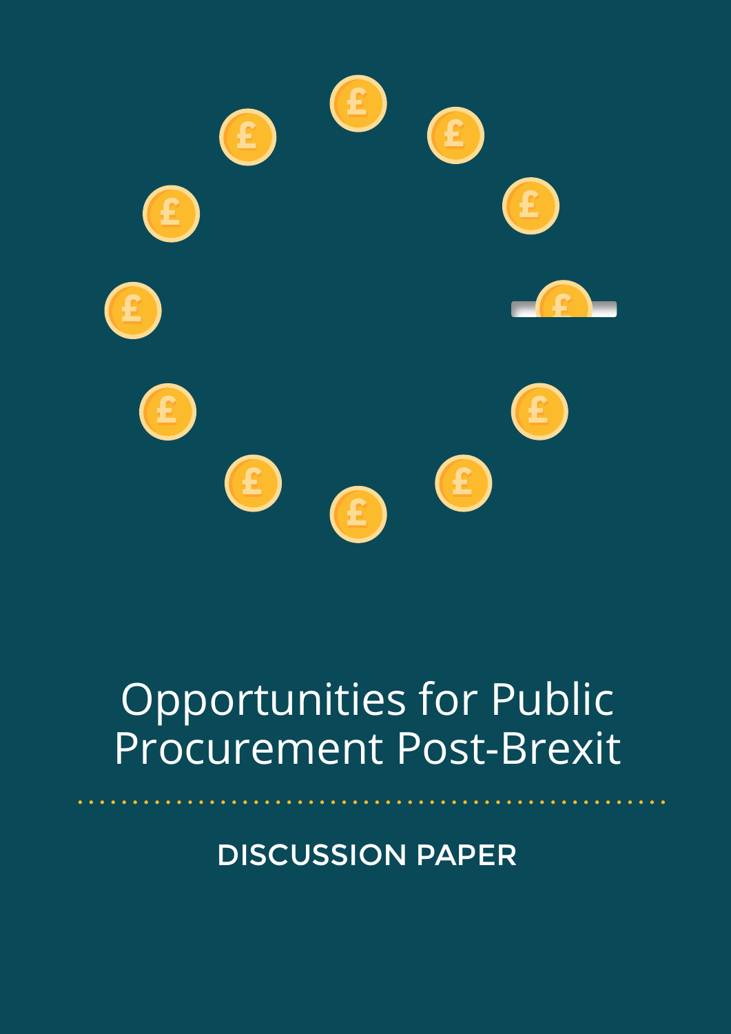# Opportunities for Public Procurement Post-Brexit

DISCUSSION PAPER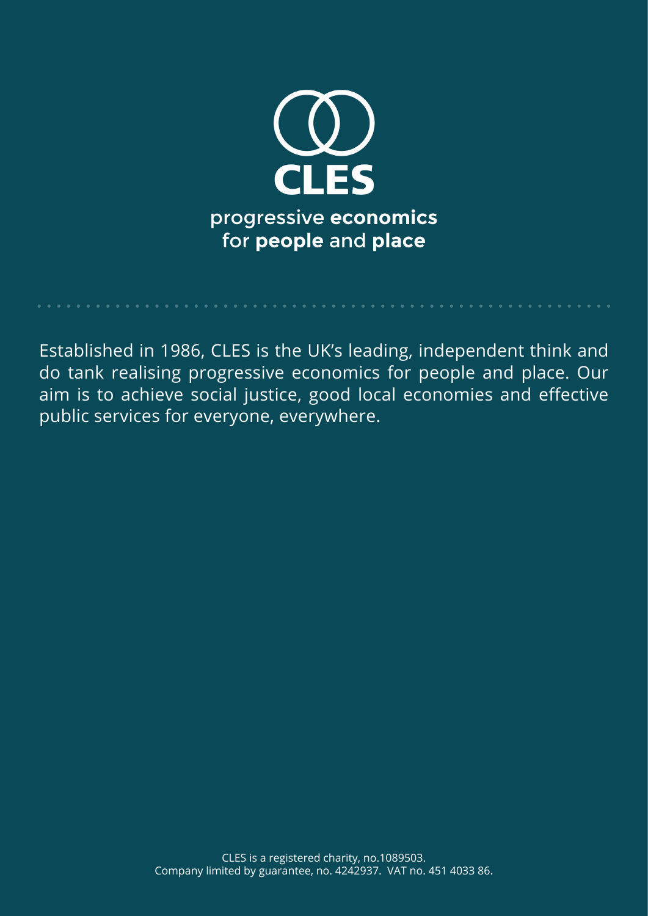# CLES

progressive **economics** for **people** and **place**

Established in 1986, CLES is the UK's leading, independent think and do tank realising progressive economics for people and place. Our aim is to achieve social justice, good local economies and effective public services for everyone, everywhere.

CLES is a registered charity, no.1089503.
Company limited by guarantee, no. 4242937. VAT no. 451 4033 86.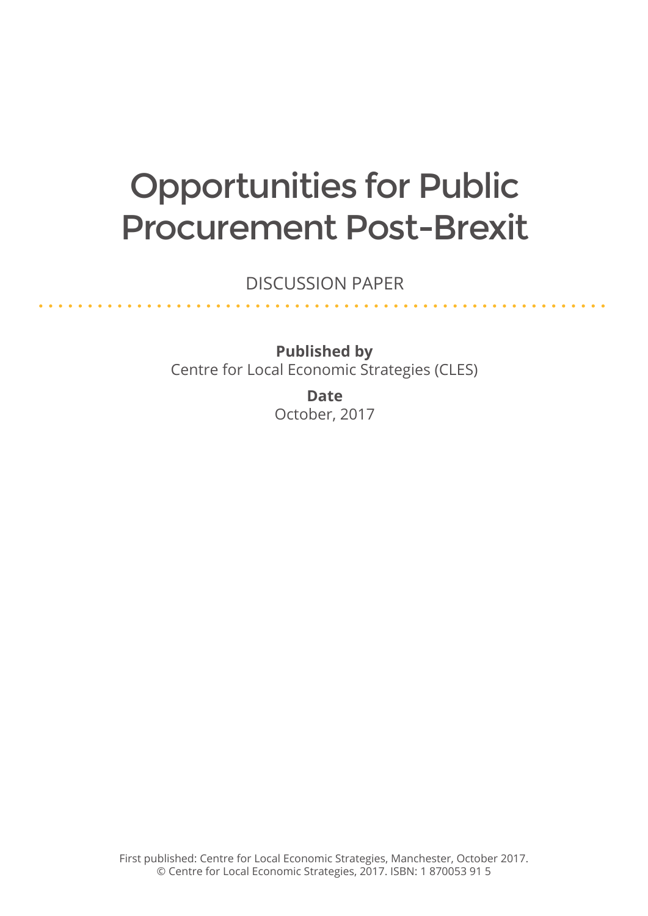# Opportunities for Public Procurement Post-Brexit

DISCUSSION PAPER

**Published by**
Centre for Local Economic Strategies (CLES)

**Date**
October, 2017

First published: Centre for Local Economic Strategies, Manchester, October 2017.
© Centre for Local Economic Strategies, 2017. ISBN: 1 870053 91 5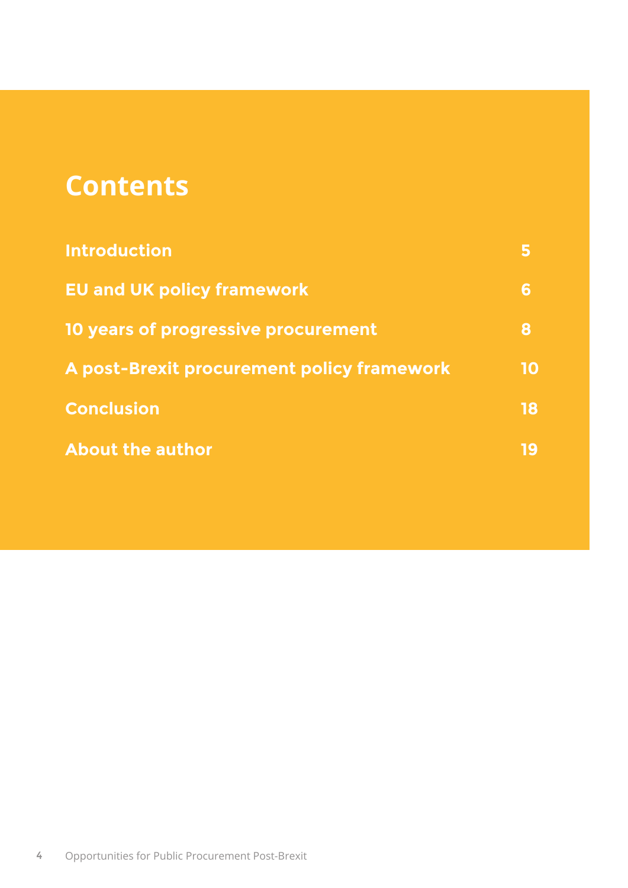# Contents

| | |
|---|---|
| Introduction | 5 |
| EU and UK policy framework | 6 |
| 10 years of progressive procurement | 8 |
| A post-Brexit procurement policy framework | 10 |
| Conclusion | 18 |
| About the author | 19 |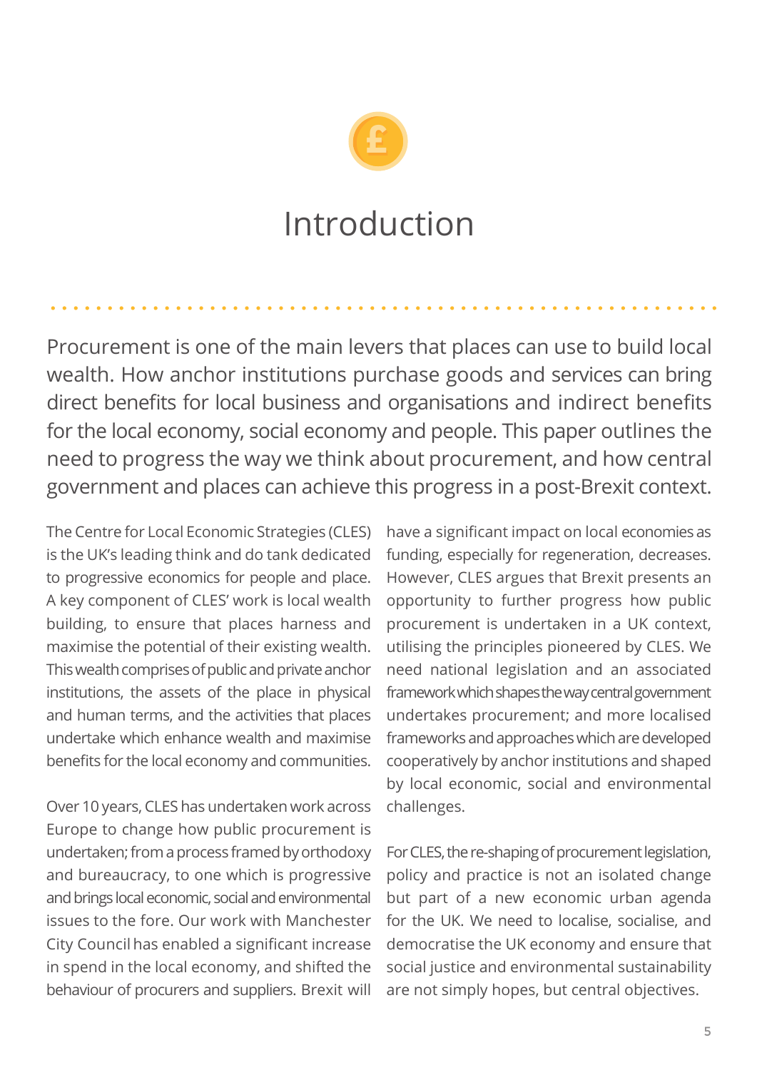# Introduction

Procurement is one of the main levers that places can use to build local wealth. How anchor institutions purchase goods and services can bring direct benefits for local business and organisations and indirect benefits for the local economy, social economy and people. This paper outlines the need to progress the way we think about procurement, and how central government and places can achieve this progress in a post-Brexit context.

The Centre for Local Economic Strategies (CLES) is the UK's leading think and do tank dedicated to progressive economics for people and place. A key component of CLES' work is local wealth building, to ensure that places harness and maximise the potential of their existing wealth. This wealth comprises of public and private anchor institutions, the assets of the place in physical and human terms, and the activities that places undertake which enhance wealth and maximise benefits for the local economy and communities.

Over 10 years, CLES has undertaken work across Europe to change how public procurement is undertaken; from a process framed by orthodoxy and bureaucracy, to one which is progressive and brings local economic, social and environmental issues to the fore. Our work with Manchester City Council has enabled a significant increase in spend in the local economy, and shifted the behaviour of procurers and suppliers. Brexit will have a significant impact on local economies as funding, especially for regeneration, decreases. However, CLES argues that Brexit presents an opportunity to further progress how public procurement is undertaken in a UK context, utilising the principles pioneered by CLES. We need national legislation and an associated framework which shapes the way central government undertakes procurement; and more localised frameworks and approaches which are developed cooperatively by anchor institutions and shaped by local economic, social and environmental challenges.

For CLES, the re-shaping of procurement legislation, policy and practice is not an isolated change but part of a new economic urban agenda for the UK. We need to localise, socialise, and democratise the UK economy and ensure that social justice and environmental sustainability are not simply hopes, but central objectives.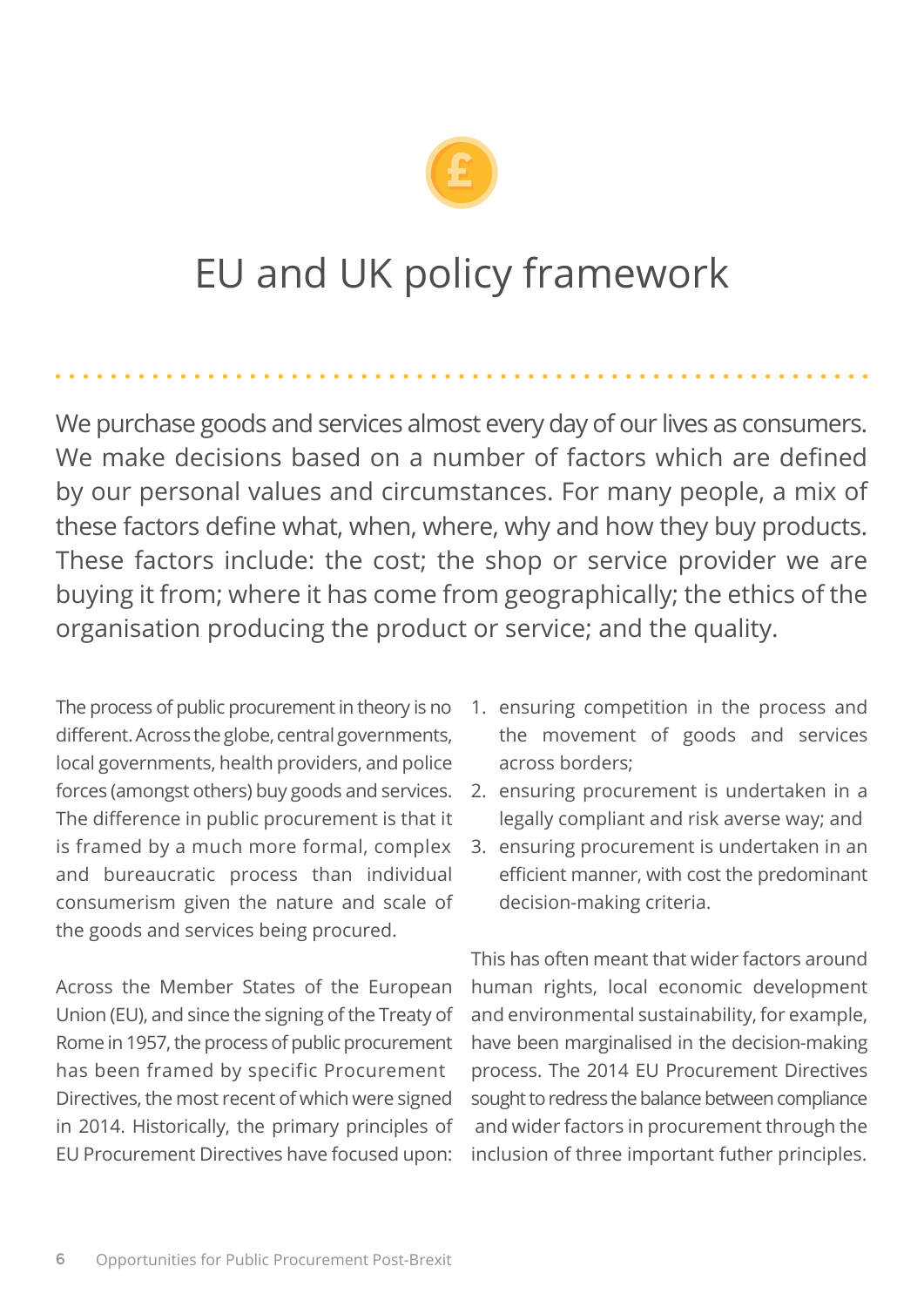# EU and UK policy framework

We purchase goods and services almost every day of our lives as consumers. We make decisions based on a number of factors which are defined by our personal values and circumstances. For many people, a mix of these factors define what, when, where, why and how they buy products. These factors include: the cost; the shop or service provider we are buying it from; where it has come from geographically; the ethics of the organisation producing the product or service; and the quality.

The process of public procurement in theory is no different. Across the globe, central governments, local governments, health providers, and police forces (amongst others) buy goods and services. The difference in public procurement is that it is framed by a much more formal, complex and bureaucratic process than individual consumerism given the nature and scale of the goods and services being procured.

Across the Member States of the European Union (EU), and since the signing of the Treaty of Rome in 1957, the process of public procurement has been framed by specific Procurement Directives, the most recent of which were signed in 2014. Historically, the primary principles of EU Procurement Directives have focused upon:

1. ensuring competition in the process and the movement of goods and services across borders;
2. ensuring procurement is undertaken in a legally compliant and risk averse way; and
3. ensuring procurement is undertaken in an efficient manner, with cost the predominant decision-making criteria.

This has often meant that wider factors around human rights, local economic development and environmental sustainability, for example, have been marginalised in the decision-making process. The 2014 EU Procurement Directives sought to redress the balance between compliance and wider factors in procurement through the inclusion of three important futher principles.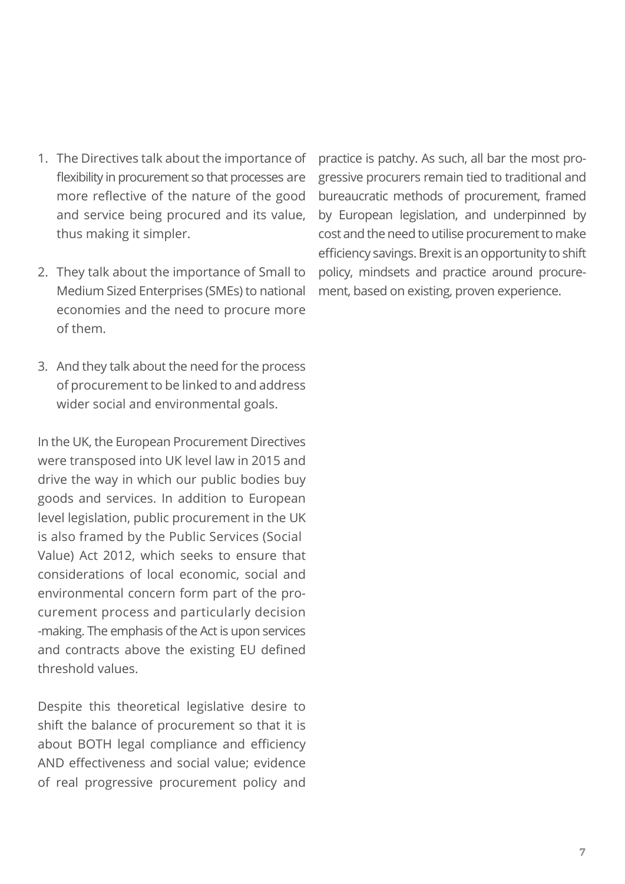1. The Directives talk about the importance of flexibility in procurement so that processes are more reflective of the nature of the good and service being procured and its value, thus making it simpler.

2. They talk about the importance of Small to Medium Sized Enterprises (SMEs) to national economies and the need to procure more of them.

3. And they talk about the need for the process of procurement to be linked to and address wider social and environmental goals.

In the UK, the European Procurement Directives were transposed into UK level law in 2015 and drive the way in which our public bodies buy goods and services. In addition to European level legislation, public procurement in the UK is also framed by the Public Services (Social Value) Act 2012, which seeks to ensure that considerations of local economic, social and environmental concern form part of the procurement process and particularly decision-making. The emphasis of the Act is upon services and contracts above the existing EU defined threshold values.

Despite this theoretical legislative desire to shift the balance of procurement so that it is about BOTH legal compliance and efficiency AND effectiveness and social value; evidence of real progressive procurement policy and practice is patchy. As such, all bar the most progressive procurers remain tied to traditional and bureaucratic methods of procurement, framed by European legislation, and underpinned by cost and the need to utilise procurement to make efficiency savings. Brexit is an opportunity to shift policy, mindsets and practice around procurement, based on existing, proven experience.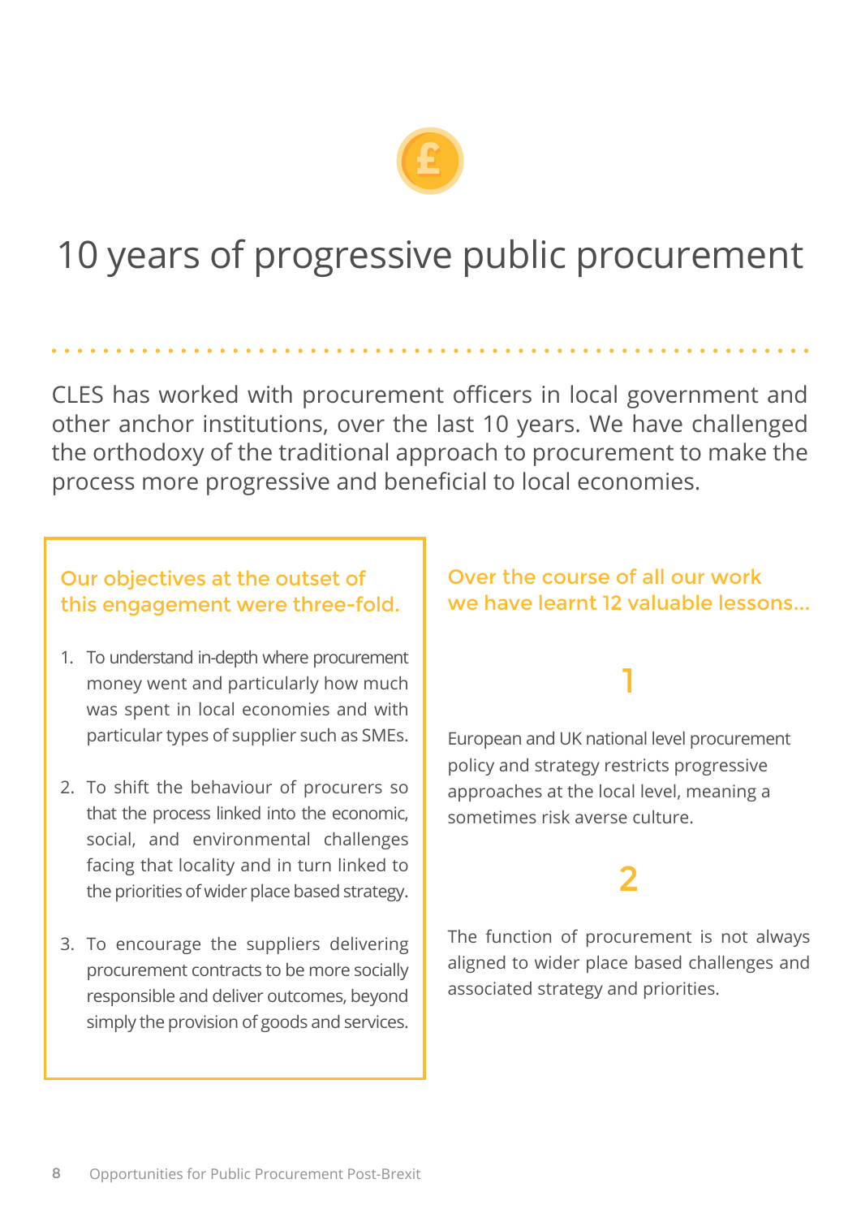# 10 years of progressive public procurement

CLES has worked with procurement officers in local government and other anchor institutions, over the last 10 years. We have challenged the orthodoxy of the traditional approach to procurement to make the process more progressive and beneficial to local economies.

### Our objectives at the outset of this engagement were three-fold.

1. To understand in-depth where procurement money went and particularly how much was spent in local economies and with particular types of supplier such as SMEs.
2. To shift the behaviour of procurers so that the process linked into the economic, social, and environmental challenges facing that locality and in turn linked to the priorities of wider place based strategy.
3. To encourage the suppliers delivering procurement contracts to be more socially responsible and deliver outcomes, beyond simply the provision of goods and services.

### Over the course of all our work we have learnt 12 valuable lessons...

**1**

European and UK national level procurement policy and strategy restricts progressive approaches at the local level, meaning a sometimes risk averse culture.

**2**

The function of procurement is not always aligned to wider place based challenges and associated strategy and priorities.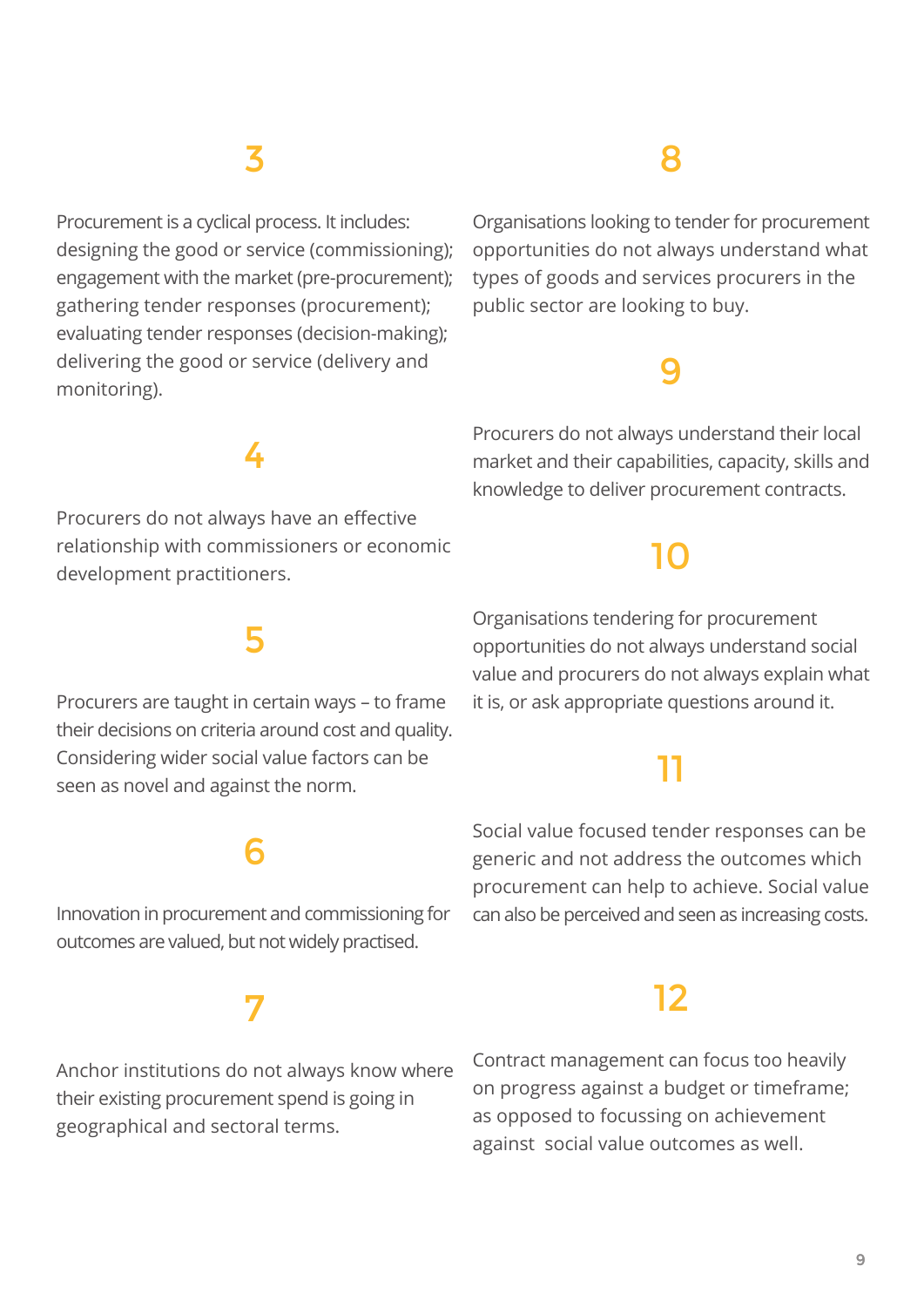### 3

Procurement is a cyclical process. It includes: designing the good or service (commissioning); engagement with the market (pre-procurement); gathering tender responses (procurement); evaluating tender responses (decision-making); delivering the good or service (delivery and monitoring).

### 4

Procurers do not always have an effective relationship with commissioners or economic development practitioners.

### 5

Procurers are taught in certain ways – to frame their decisions on criteria around cost and quality. Considering wider social value factors can be seen as novel and against the norm.

### 6

Innovation in procurement and commissioning for outcomes are valued, but not widely practised.

### 7

Anchor institutions do not always know where their existing procurement spend is going in geographical and sectoral terms.

### 8

Organisations looking to tender for procurement opportunities do not always understand what types of goods and services procurers in the public sector are looking to buy.

### 9

Procurers do not always understand their local market and their capabilities, capacity, skills and knowledge to deliver procurement contracts.

### 10

Organisations tendering for procurement opportunities do not always understand social value and procurers do not always explain what it is, or ask appropriate questions around it.

### 11

Social value focused tender responses can be generic and not address the outcomes which procurement can help to achieve. Social value can also be perceived and seen as increasing costs.

### 12

Contract management can focus too heavily on progress against a budget or timeframe; as opposed to focussing on achievement against social value outcomes as well.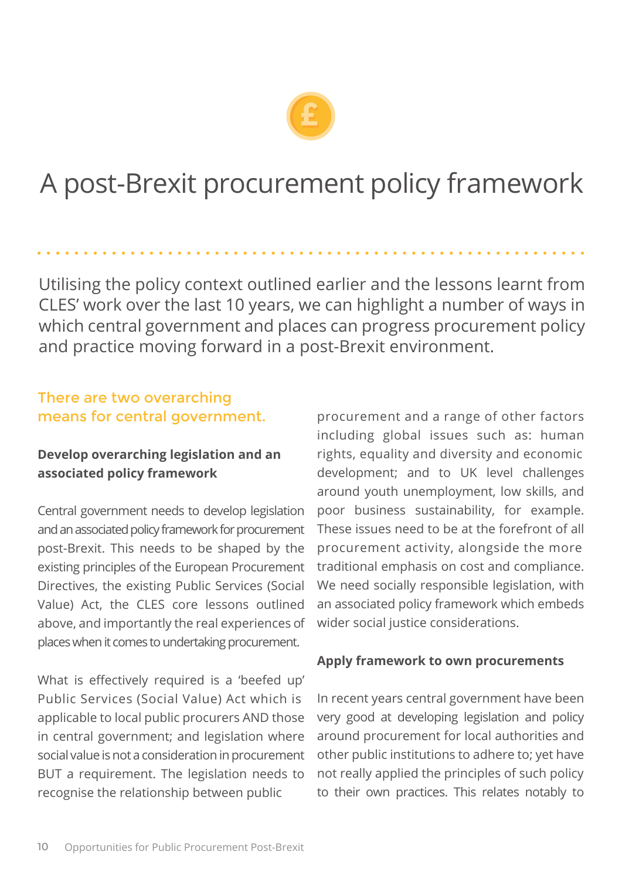# A post-Brexit procurement policy framework

Utilising the policy context outlined earlier and the lessons learnt from CLES' work over the last 10 years, we can highlight a number of ways in which central government and places can progress procurement policy and practice moving forward in a post-Brexit environment.

## There are two overarching means for central government.

### Develop overarching legislation and an associated policy framework

Central government needs to develop legislation and an associated policy framework for procurement post-Brexit. This needs to be shaped by the existing principles of the European Procurement Directives, the existing Public Services (Social Value) Act, the CLES core lessons outlined above, and importantly the real experiences of places when it comes to undertaking procurement.

What is effectively required is a 'beefed up' Public Services (Social Value) Act which is applicable to local public procurers AND those in central government; and legislation where social value is not a consideration in procurement BUT a requirement. The legislation needs to recognise the relationship between public procurement and a range of other factors including global issues such as: human rights, equality and diversity and economic development; and to UK level challenges around youth unemployment, low skills, and poor business sustainability, for example. These issues need to be at the forefront of all procurement activity, alongside the more traditional emphasis on cost and compliance. We need socially responsible legislation, with an associated policy framework which embeds wider social justice considerations.

### Apply framework to own procurements

In recent years central government have been very good at developing legislation and policy around procurement for local authorities and other public institutions to adhere to; yet have not really applied the principles of such policy to their own practices. This relates notably to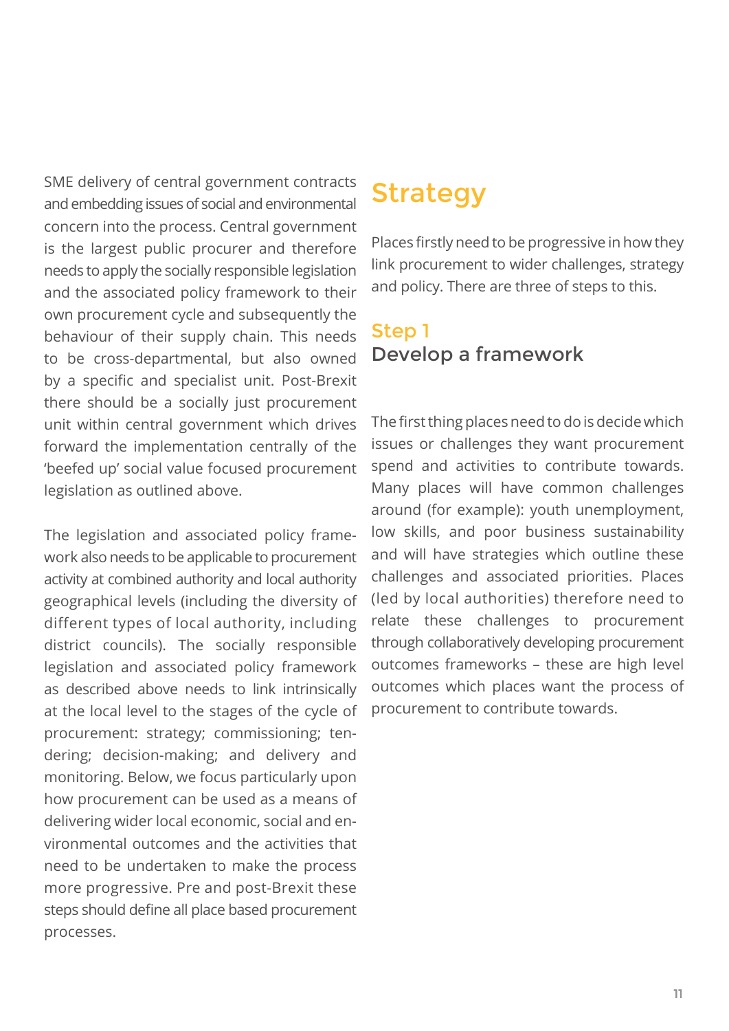SME delivery of central government contracts and embedding issues of social and environmental concern into the process. Central government is the largest public procurer and therefore needs to apply the socially responsible legislation and the associated policy framework to their own procurement cycle and subsequently the behaviour of their supply chain. This needs to be cross-departmental, but also owned by a specific and specialist unit. Post-Brexit there should be a socially just procurement unit within central government which drives forward the implementation centrally of the 'beefed up' social value focused procurement legislation as outlined above.

The legislation and associated policy framework also needs to be applicable to procurement activity at combined authority and local authority geographical levels (including the diversity of different types of local authority, including district councils). The socially responsible legislation and associated policy framework as described above needs to link intrinsically at the local level to the stages of the cycle of procurement: strategy; commissioning; tendering; decision-making; and delivery and monitoring. Below, we focus particularly upon how procurement can be used as a means of delivering wider local economic, social and environmental outcomes and the activities that need to be undertaken to make the process more progressive. Pre and post-Brexit these steps should define all place based procurement processes.

## Strategy

Places firstly need to be progressive in how they link procurement to wider challenges, strategy and policy. There are three of steps to this.

### Step 1
### Develop a framework

The first thing places need to do is decide which issues or challenges they want procurement spend and activities to contribute towards. Many places will have common challenges around (for example): youth unemployment, low skills, and poor business sustainability and will have strategies which outline these challenges and associated priorities. Places (led by local authorities) therefore need to relate these challenges to procurement through collaboratively developing procurement outcomes frameworks – these are high level outcomes which places want the process of procurement to contribute towards.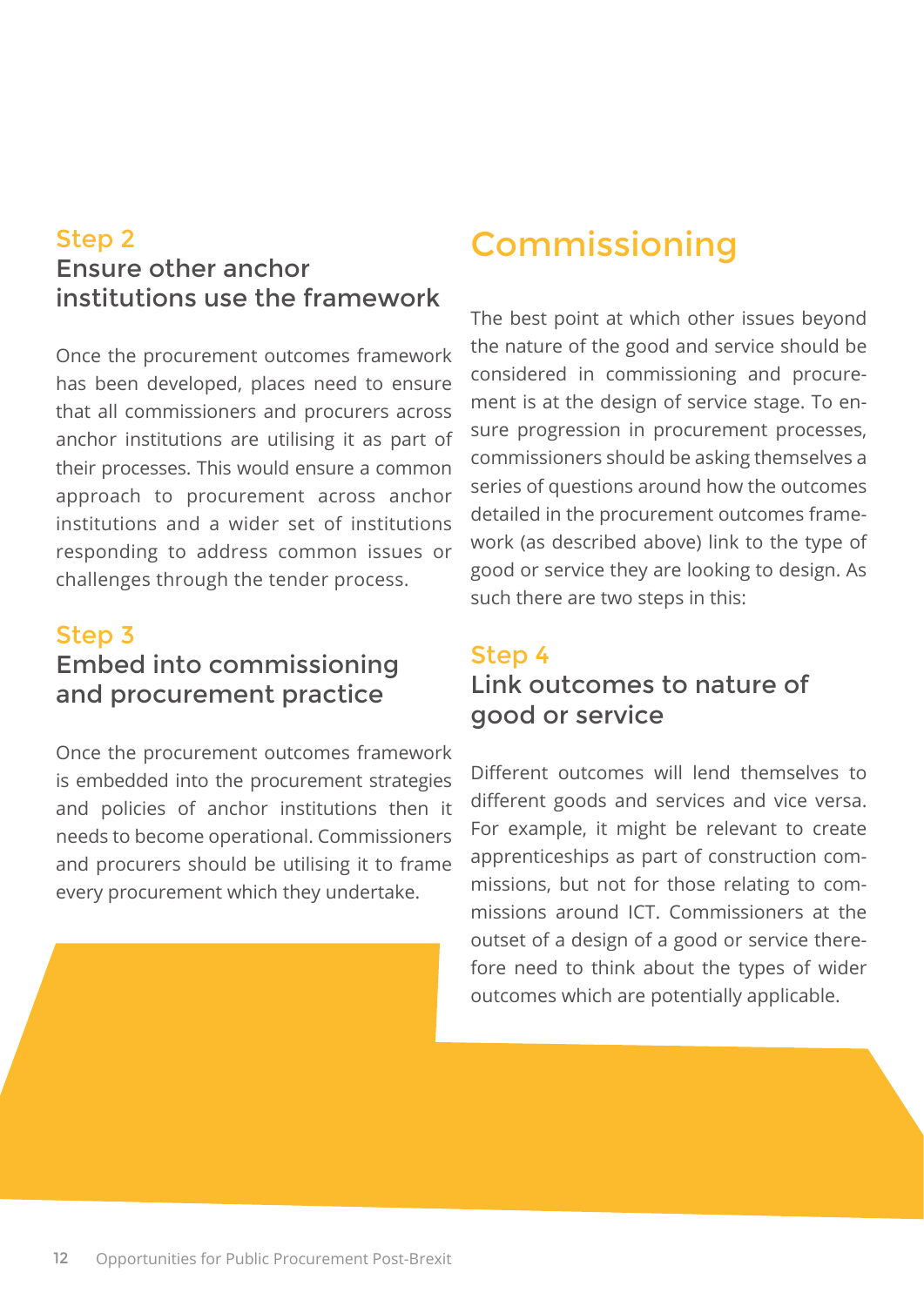### Step 2
### Ensure other anchor institutions use the framework

Once the procurement outcomes framework has been developed, places need to ensure that all commissioners and procurers across anchor institutions are utilising it as part of their processes. This would ensure a common approach to procurement across anchor institutions and a wider set of institutions responding to address common issues or challenges through the tender process.

### Step 3
### Embed into commissioning and procurement practice

Once the procurement outcomes framework is embedded into the procurement strategies and policies of anchor institutions then it needs to become operational. Commissioners and procurers should be utilising it to frame every procurement which they undertake.

## Commissioning

The best point at which other issues beyond the nature of the good and service should be considered in commissioning and procurement is at the design of service stage. To ensure progression in procurement processes, commissioners should be asking themselves a series of questions around how the outcomes detailed in the procurement outcomes framework (as described above) link to the type of good or service they are looking to design. As such there are two steps in this:

### Step 4
### Link outcomes to nature of good or service

Different outcomes will lend themselves to different goods and services and vice versa. For example, it might be relevant to create apprenticeships as part of construction commissions, but not for those relating to commissions around ICT. Commissioners at the outset of a design of a good or service therefore need to think about the types of wider outcomes which are potentially applicable.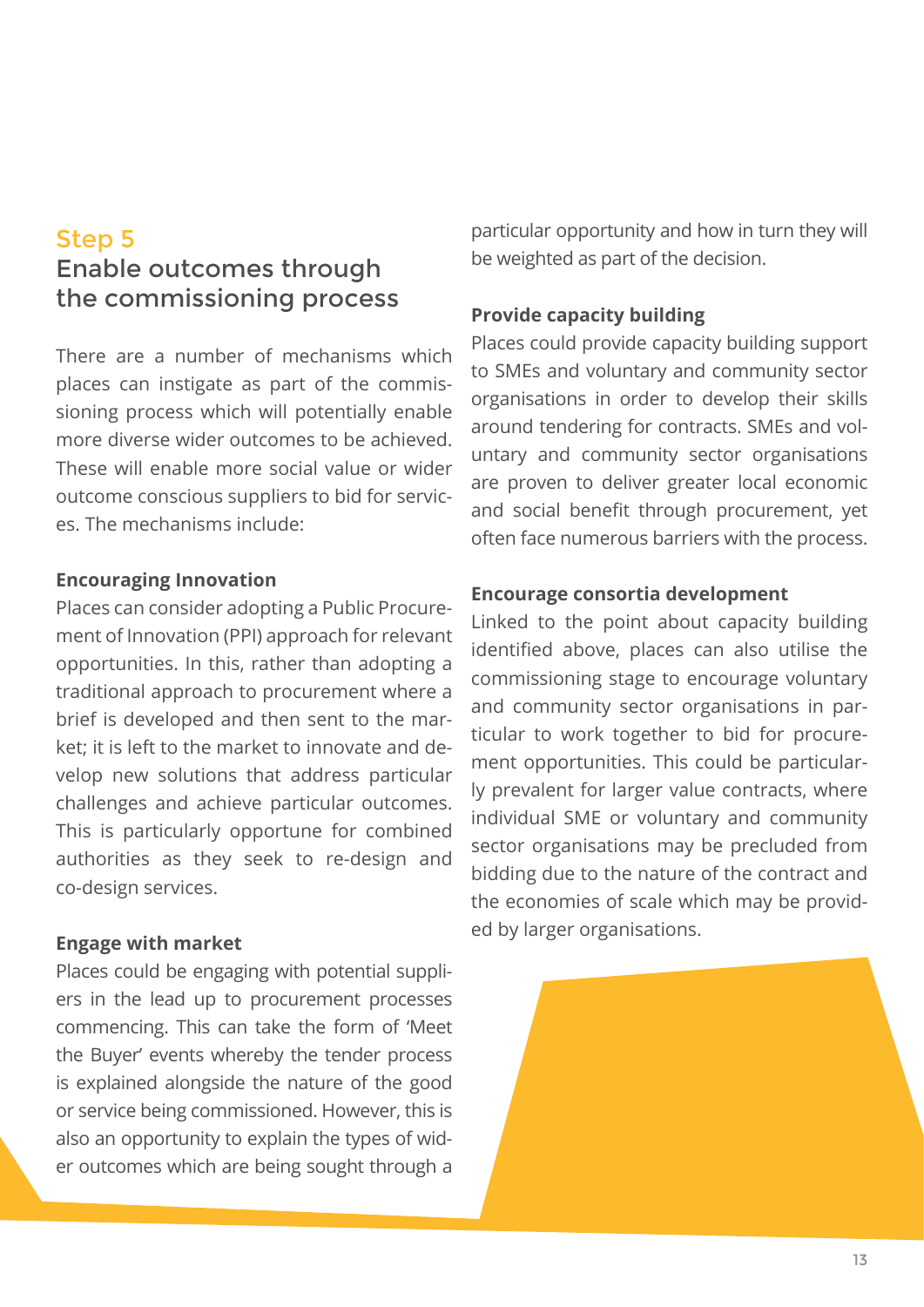## Step 5

## Enable outcomes through the commissioning process

There are a number of mechanisms which places can instigate as part of the commissioning process which will potentially enable more diverse wider outcomes to be achieved. These will enable more social value or wider outcome conscious suppliers to bid for services. The mechanisms include:

**Encouraging Innovation**

Places can consider adopting a Public Procurement of Innovation (PPI) approach for relevant opportunities. In this, rather than adopting a traditional approach to procurement where a brief is developed and then sent to the market; it is left to the market to innovate and develop new solutions that address particular challenges and achieve particular outcomes. This is particularly opportune for combined authorities as they seek to re-design and co-design services.

**Engage with market**

Places could be engaging with potential suppliers in the lead up to procurement processes commencing. This can take the form of 'Meet the Buyer' events whereby the tender process is explained alongside the nature of the good or service being commissioned. However, this is also an opportunity to explain the types of wider outcomes which are being sought through a particular opportunity and how in turn they will be weighted as part of the decision.

**Provide capacity building**

Places could provide capacity building support to SMEs and voluntary and community sector organisations in order to develop their skills around tendering for contracts. SMEs and voluntary and community sector organisations are proven to deliver greater local economic and social benefit through procurement, yet often face numerous barriers with the process.

**Encourage consortia development**

Linked to the point about capacity building identified above, places can also utilise the commissioning stage to encourage voluntary and community sector organisations in particular to work together to bid for procurement opportunities. This could be particularly prevalent for larger value contracts, where individual SME or voluntary and community sector organisations may be precluded from bidding due to the nature of the contract and the economies of scale which may be provided by larger organisations.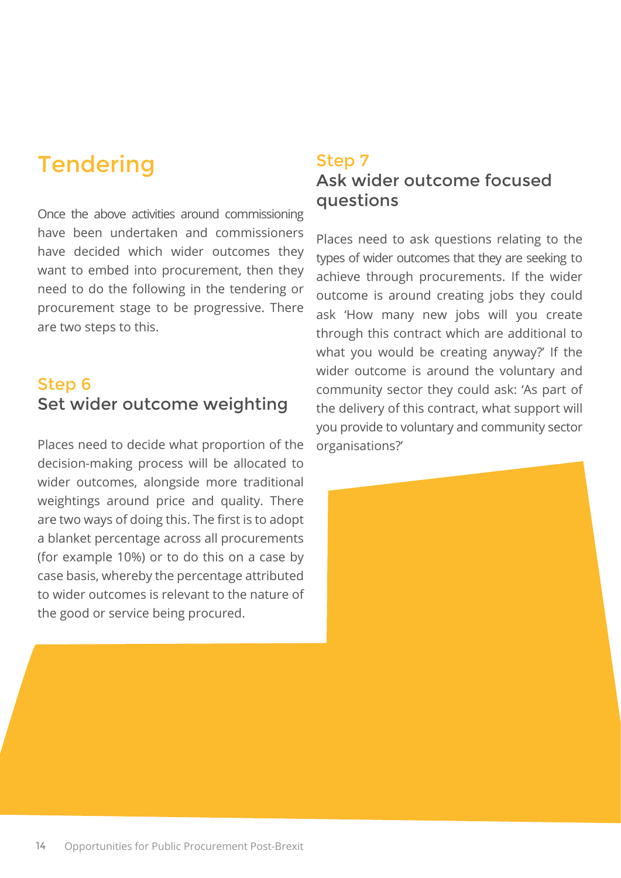# Tendering

Once the above activities around commissioning have been undertaken and commissioners have decided which wider outcomes they want to embed into procurement, then they need to do the following in the tendering or procurement stage to be progressive. There are two steps to this.

## Step 6
### Set wider outcome weighting

Places need to decide what proportion of the decision-making process will be allocated to wider outcomes, alongside more traditional weightings around price and quality. There are two ways of doing this. The first is to adopt a blanket percentage across all procurements (for example 10%) or to do this on a case by case basis, whereby the percentage attributed to wider outcomes is relevant to the nature of the good or service being procured.

## Step 7
### Ask wider outcome focused questions

Places need to ask questions relating to the types of wider outcomes that they are seeking to achieve through procurements. If the wider outcome is around creating jobs they could ask 'How many new jobs will you create through this contract which are additional to what you would be creating anyway?' If the wider outcome is around the voluntary and community sector they could ask: 'As part of the delivery of this contract, what support will you provide to voluntary and community sector organisations?'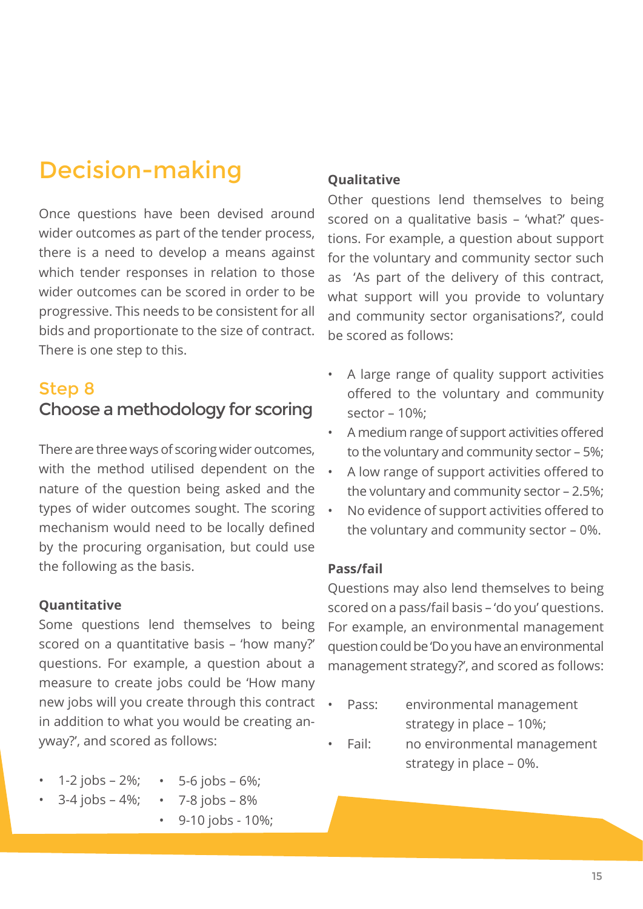# Decision-making

Once questions have been devised around wider outcomes as part of the tender process, there is a need to develop a means against which tender responses in relation to those wider outcomes can be scored in order to be progressive. This needs to be consistent for all bids and proportionate to the size of contract. There is one step to this.

## Step 8

### Choose a methodology for scoring

There are three ways of scoring wider outcomes, with the method utilised dependent on the nature of the question being asked and the types of wider outcomes sought. The scoring mechanism would need to be locally defined by the procuring organisation, but could use the following as the basis.

**Quantitative**

Some questions lend themselves to being scored on a quantitative basis – 'how many?' questions. For example, a question about a measure to create jobs could be 'How many new jobs will you create through this contract in addition to what you would be creating anyway?', and scored as follows:

- 1-2 jobs – 2%;
- 3-4 jobs – 4%;
- 5-6 jobs – 6%;
- 7-8 jobs – 8%
- 9-10 jobs - 10%;

**Qualitative**

Other questions lend themselves to being scored on a qualitative basis – 'what?' questions. For example, a question about support for the voluntary and community sector such as 'As part of the delivery of this contract, what support will you provide to voluntary and community sector organisations?', could be scored as follows:

- A large range of quality support activities offered to the voluntary and community sector – 10%;
- A medium range of support activities offered to the voluntary and community sector – 5%;
- A low range of support activities offered to the voluntary and community sector – 2.5%;
- No evidence of support activities offered to the voluntary and community sector – 0%.

**Pass/fail**

Questions may also lend themselves to being scored on a pass/fail basis – 'do you' questions. For example, an environmental management question could be 'Do you have an environmental management strategy?', and scored as follows:

- Pass: environmental management strategy in place – 10%;
- Fail: no environmental management strategy in place – 0%.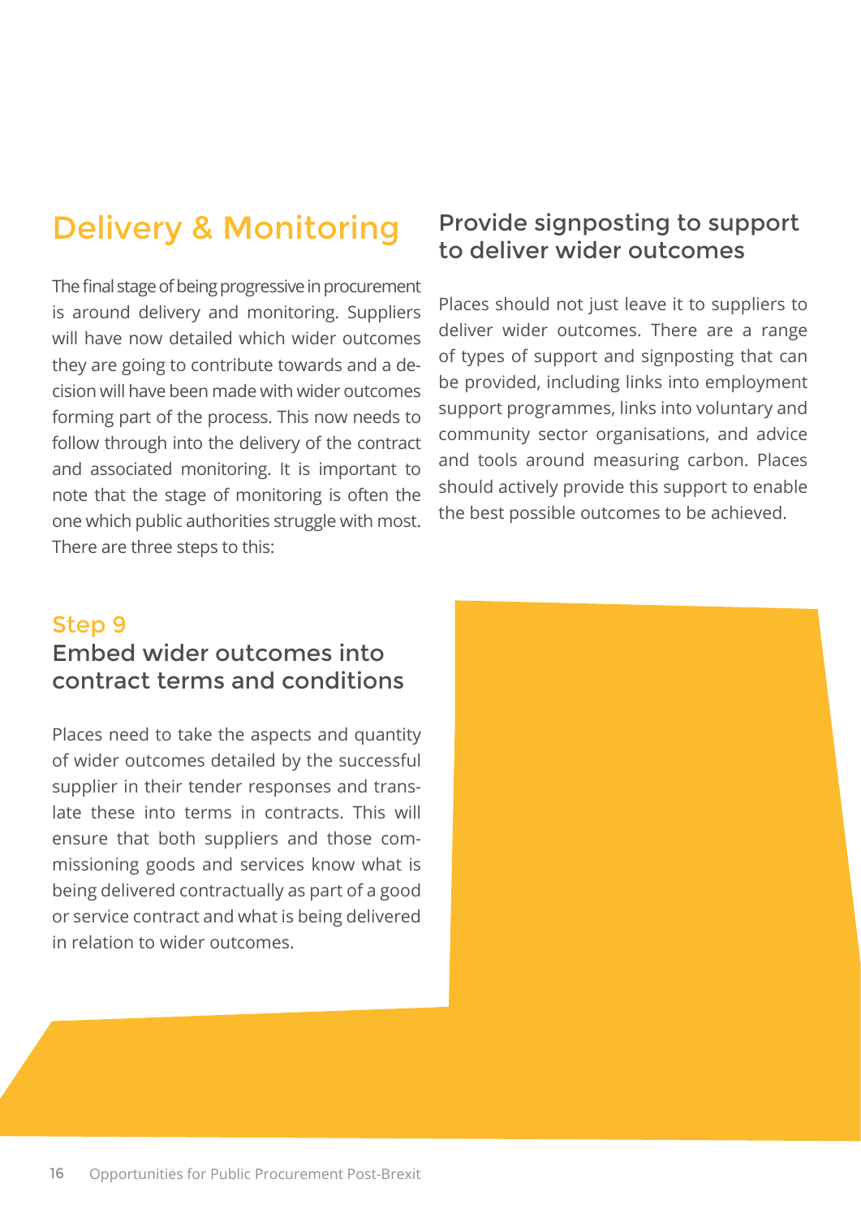## Delivery & Monitoring

The final stage of being progressive in procurement is around delivery and monitoring. Suppliers will have now detailed which wider outcomes they are going to contribute towards and a decision will have been made with wider outcomes forming part of the process. This now needs to follow through into the delivery of the contract and associated monitoring. It is important to note that the stage of monitoring is often the one which public authorities struggle with most. There are three steps to this:

### Step 9
### Embed wider outcomes into contract terms and conditions

Places need to take the aspects and quantity of wider outcomes detailed by the successful supplier in their tender responses and translate these into terms in contracts. This will ensure that both suppliers and those commissioning goods and services know what is being delivered contractually as part of a good or service contract and what is being delivered in relation to wider outcomes.

### Provide signposting to support to deliver wider outcomes

Places should not just leave it to suppliers to deliver wider outcomes. There are a range of types of support and signposting that can be provided, including links into employment support programmes, links into voluntary and community sector organisations, and advice and tools around measuring carbon. Places should actively provide this support to enable the best possible outcomes to be achieved.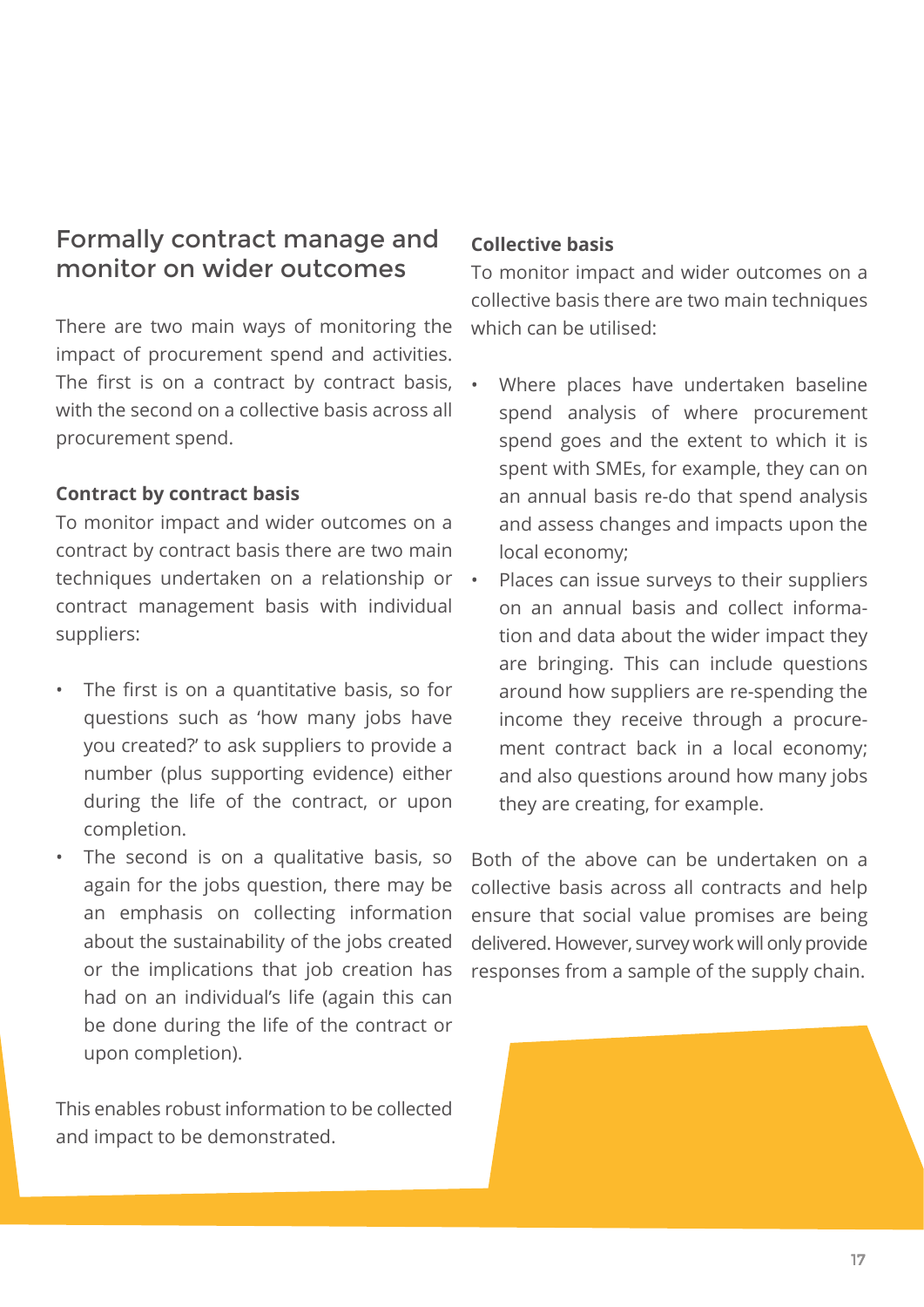## Formally contract manage and monitor on wider outcomes

There are two main ways of monitoring the impact of procurement spend and activities. The first is on a contract by contract basis, with the second on a collective basis across all procurement spend.

**Contract by contract basis**

To monitor impact and wider outcomes on a contract by contract basis there are two main techniques undertaken on a relationship or contract management basis with individual suppliers:

- The first is on a quantitative basis, so for questions such as 'how many jobs have you created?' to ask suppliers to provide a number (plus supporting evidence) either during the life of the contract, or upon completion.
- The second is on a qualitative basis, so again for the jobs question, there may be an emphasis on collecting information about the sustainability of the jobs created or the implications that job creation has had on an individual's life (again this can be done during the life of the contract or upon completion).

This enables robust information to be collected and impact to be demonstrated.

**Collective basis**

To monitor impact and wider outcomes on a collective basis there are two main techniques which can be utilised:

- Where places have undertaken baseline spend analysis of where procurement spend goes and the extent to which it is spent with SMEs, for example, they can on an annual basis re-do that spend analysis and assess changes and impacts upon the local economy;
- Places can issue surveys to their suppliers on an annual basis and collect information and data about the wider impact they are bringing. This can include questions around how suppliers are re-spending the income they receive through a procurement contract back in a local economy; and also questions around how many jobs they are creating, for example.

Both of the above can be undertaken on a collective basis across all contracts and help ensure that social value promises are being delivered. However, survey work will only provide responses from a sample of the supply chain.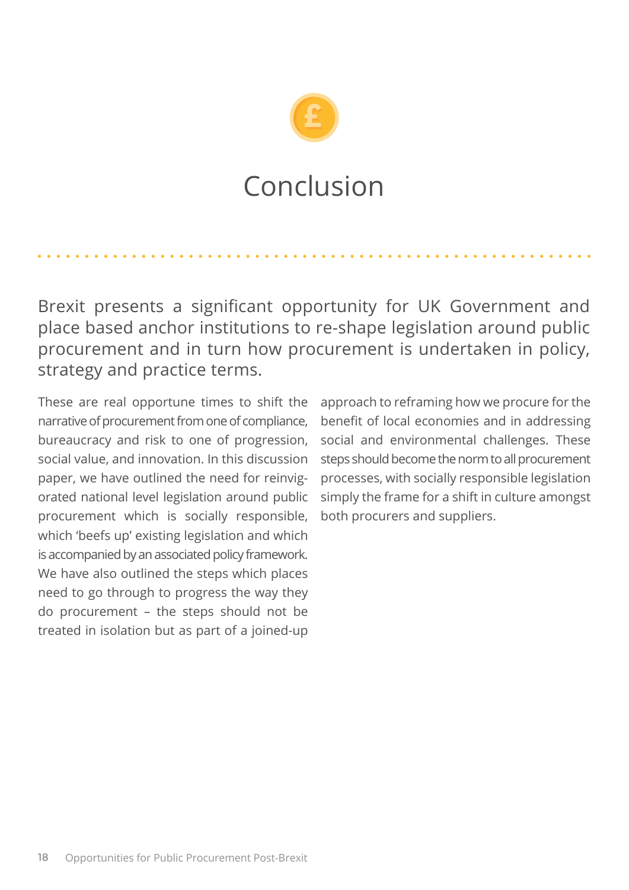# Conclusion

Brexit presents a significant opportunity for UK Government and place based anchor institutions to re-shape legislation around public procurement and in turn how procurement is undertaken in policy, strategy and practice terms.

These are real opportune times to shift the narrative of procurement from one of compliance, bureaucracy and risk to one of progression, social value, and innovation. In this discussion paper, we have outlined the need for reinvigorated national level legislation around public procurement which is socially responsible, which 'beefs up' existing legislation and which is accompanied by an associated policy framework. We have also outlined the steps which places need to go through to progress the way they do procurement – the steps should not be treated in isolation but as part of a joined-up approach to reframing how we procure for the benefit of local economies and in addressing social and environmental challenges. These steps should become the norm to all procurement processes, with socially responsible legislation simply the frame for a shift in culture amongst both procurers and suppliers.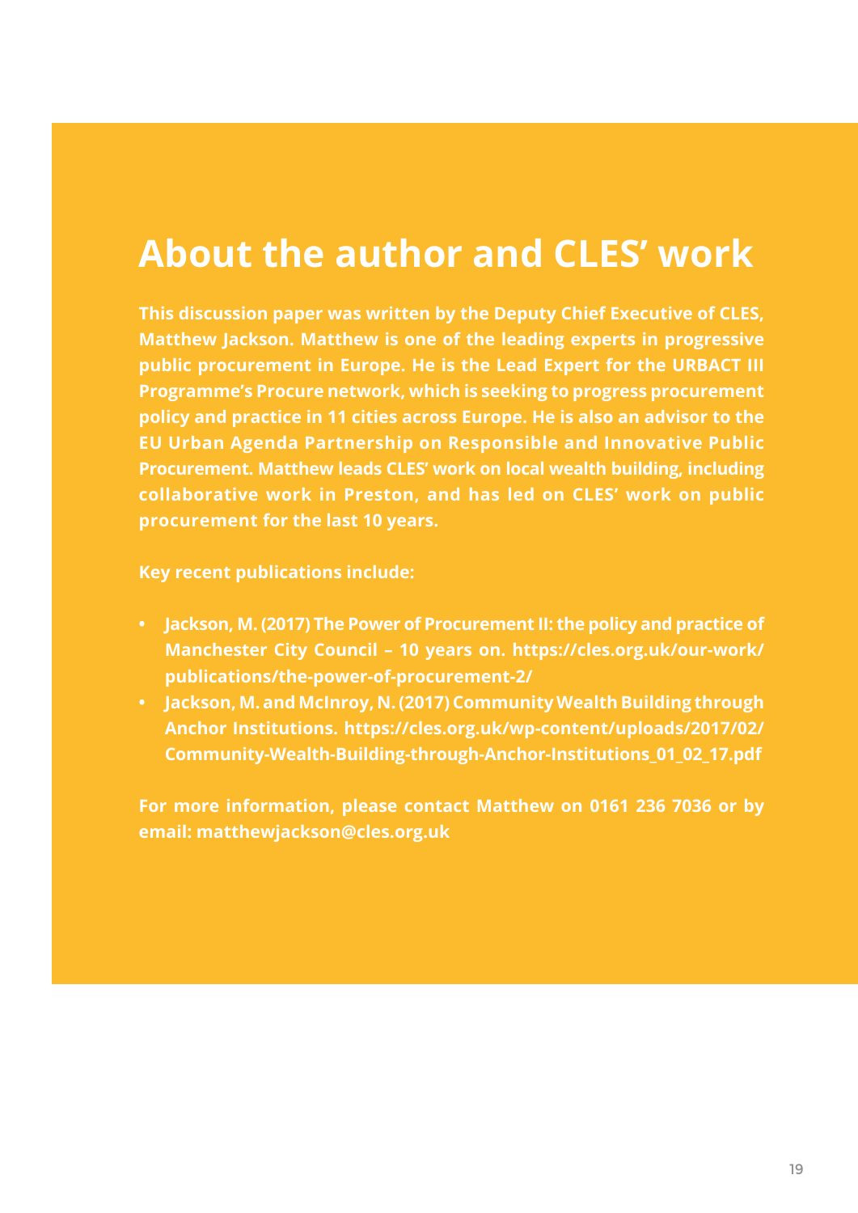# About the author and CLES' work

**This discussion paper was written by the Deputy Chief Executive of CLES, Matthew Jackson. Matthew is one of the leading experts in progressive public procurement in Europe. He is the Lead Expert for the URBACT III Programme's Procure network, which is seeking to progress procurement policy and practice in 11 cities across Europe. He is also an advisor to the EU Urban Agenda Partnership on Responsible and Innovative Public Procurement. Matthew leads CLES' work on local wealth building, including collaborative work in Preston, and has led on CLES' work on public procurement for the last 10 years.**

**Key recent publications include:**

- **Jackson, M. (2017) The Power of Procurement II: the policy and practice of Manchester City Council – 10 years on. https://cles.org.uk/our-work/publications/the-power-of-procurement-2/**
- **Jackson, M. and McInroy, N. (2017) Community Wealth Building through Anchor Institutions. https://cles.org.uk/wp-content/uploads/2017/02/Community-Wealth-Building-through-Anchor-Institutions_01_02_17.pdf**

**For more information, please contact Matthew on 0161 236 7036 or by email: matthewjackson@cles.org.uk**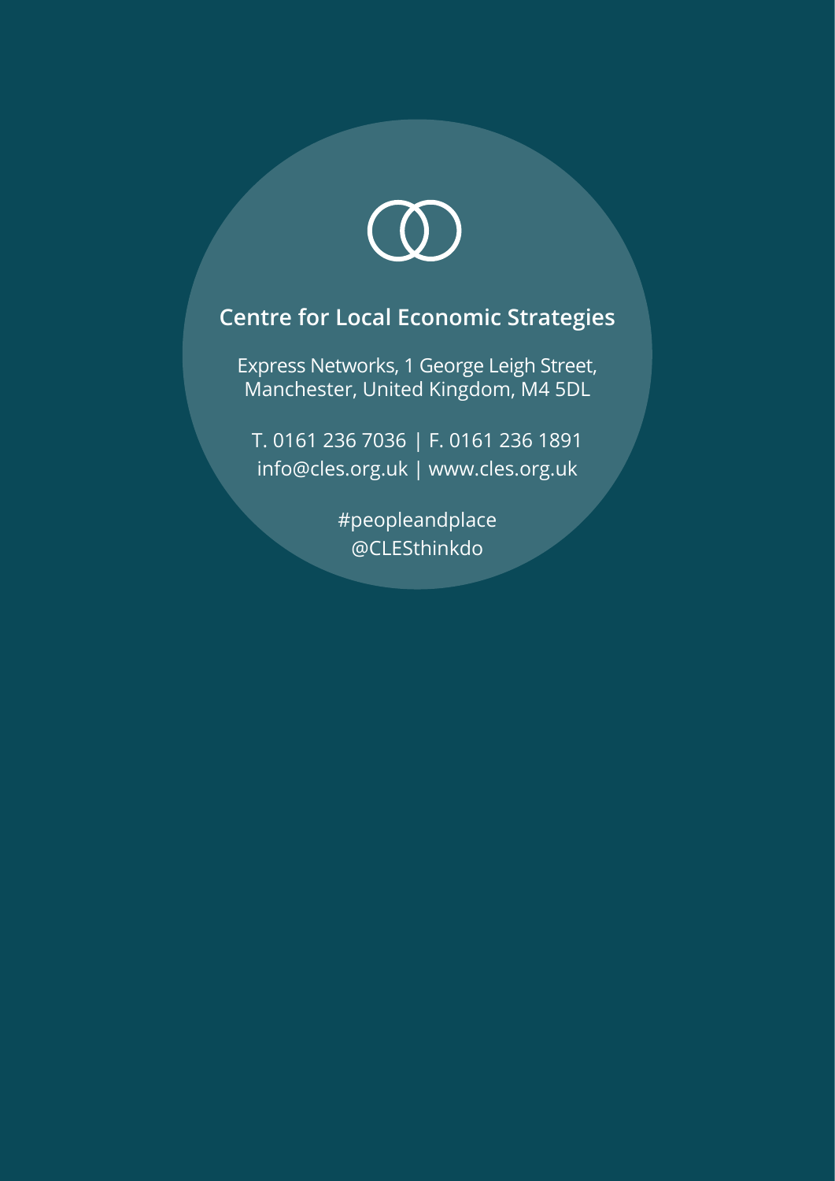**Centre for Local Economic Strategies**

Express Networks, 1 George Leigh Street,
Manchester, United Kingdom, M4 5DL

T. 0161 236 7036 | F. 0161 236 1891
info@cles.org.uk | www.cles.org.uk

#peopleandplace
@CLESthinkdo